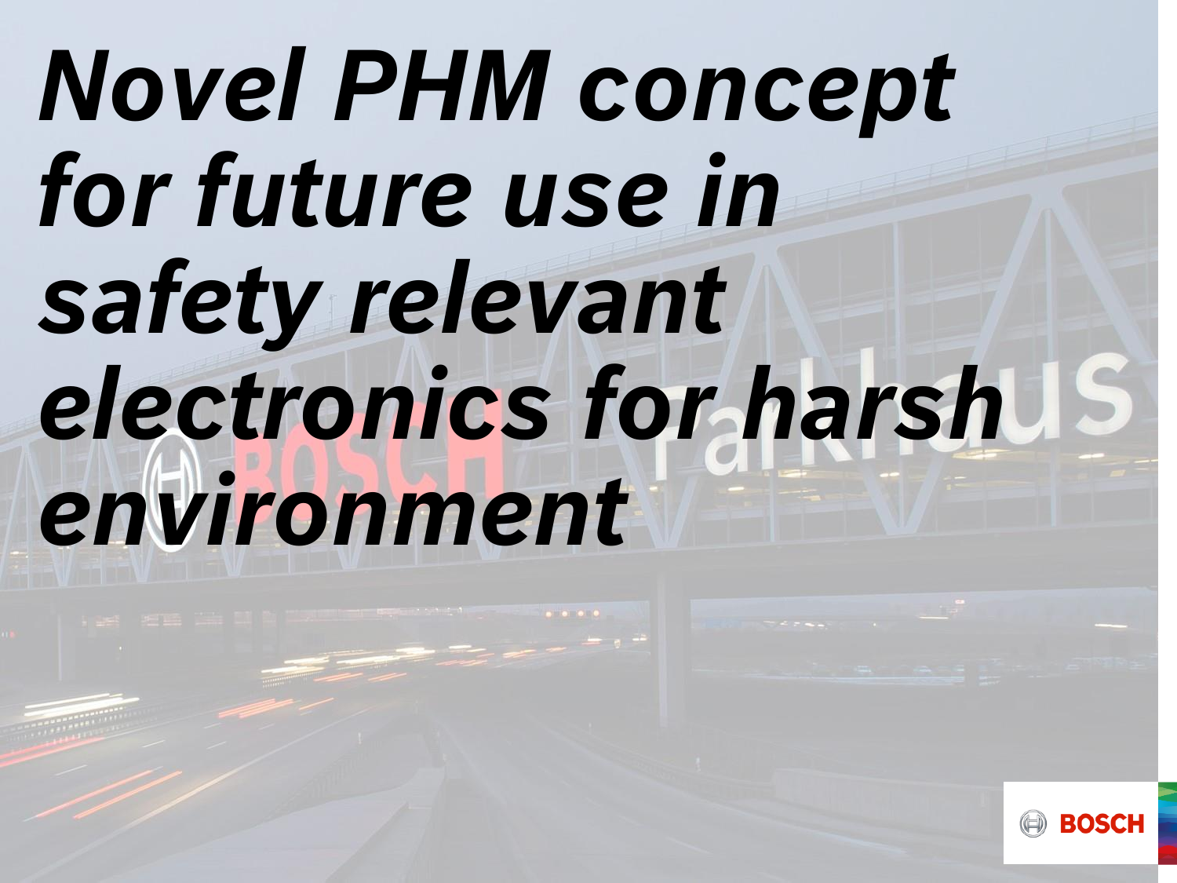# *Novel PHM concept for future use in safety relevant electronics for harsh environment*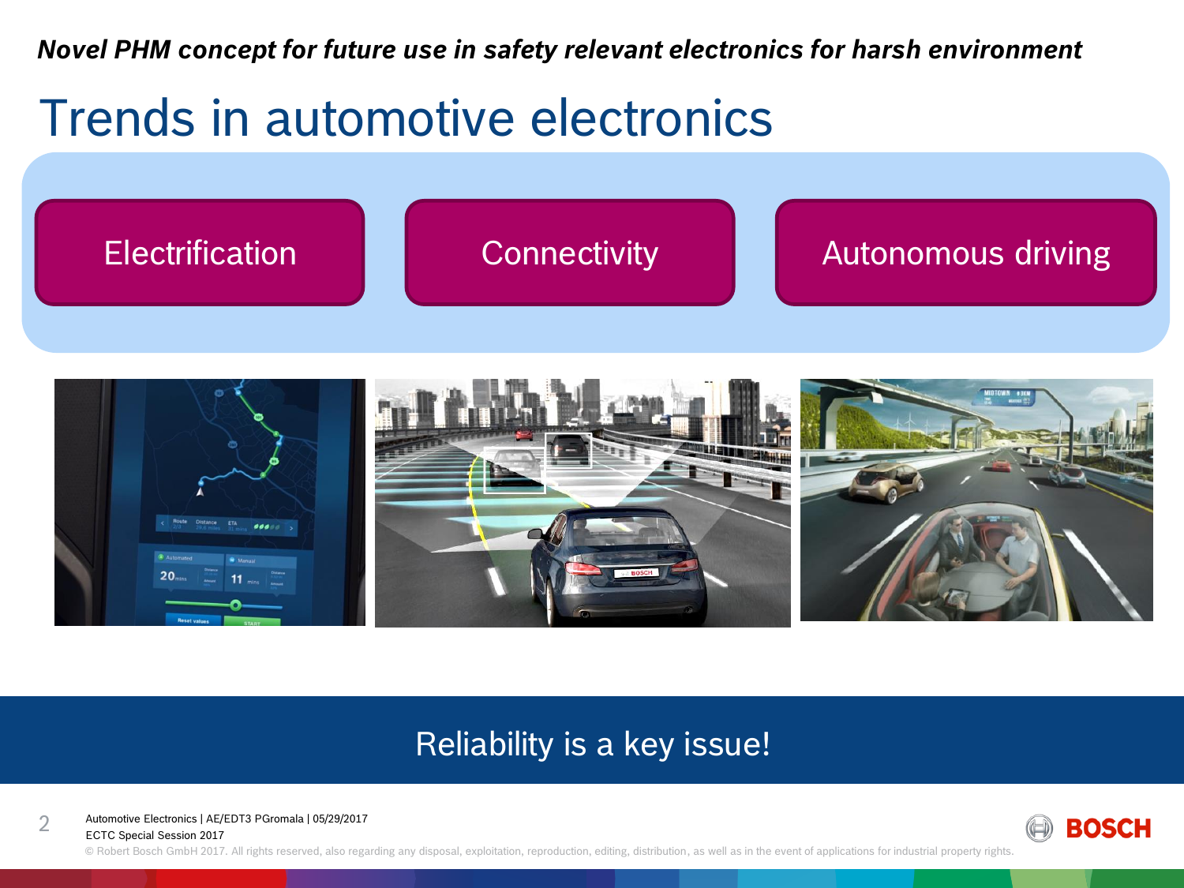*Novel PHM concept for future use in safety relevant electronics for harsh environment*

# Trends in automotive electronics

- Electrification
- Connectivity
- Autonomous driving

**Reliability is a key issue!**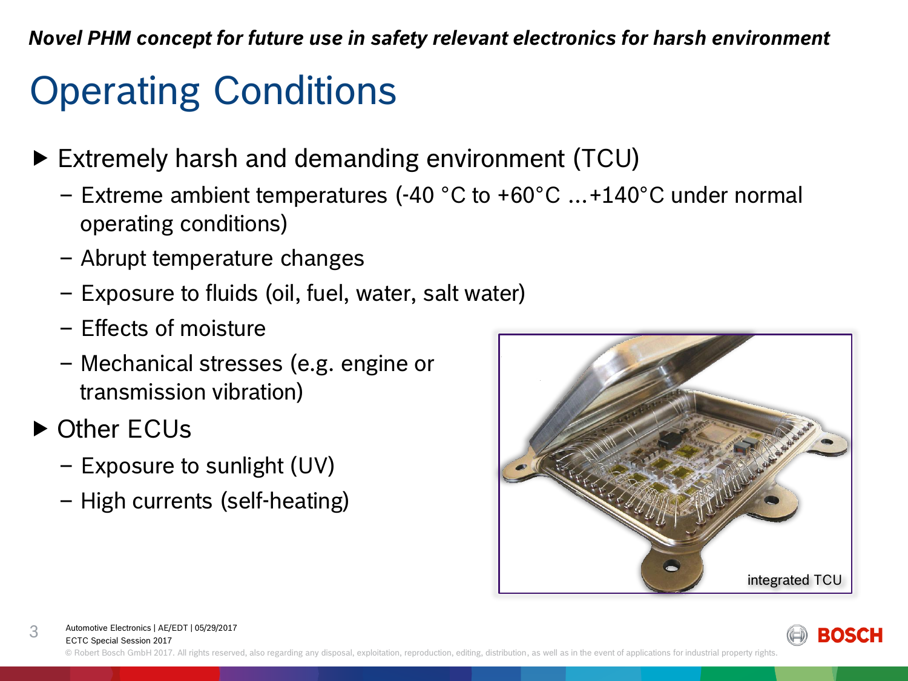*Novel PHM concept for future use in safety relevant electronics for harsh environment*

# Operating Conditions

- Extremely harsh and demanding environment (TCU)
  - Extreme ambient temperatures (-40 °C to +60°C ...+140°C under normal operating conditions)
  - Abrupt temperature changes
  - Exposure to fluids (oil, fuel, water, salt water)
  - Effects of moisture
  - Mechanical stresses (e.g. engine or transmission vibration)
- Other ECUs
  - Exposure to sunlight (UV)
  - High currents (self-heating)

integrated TCU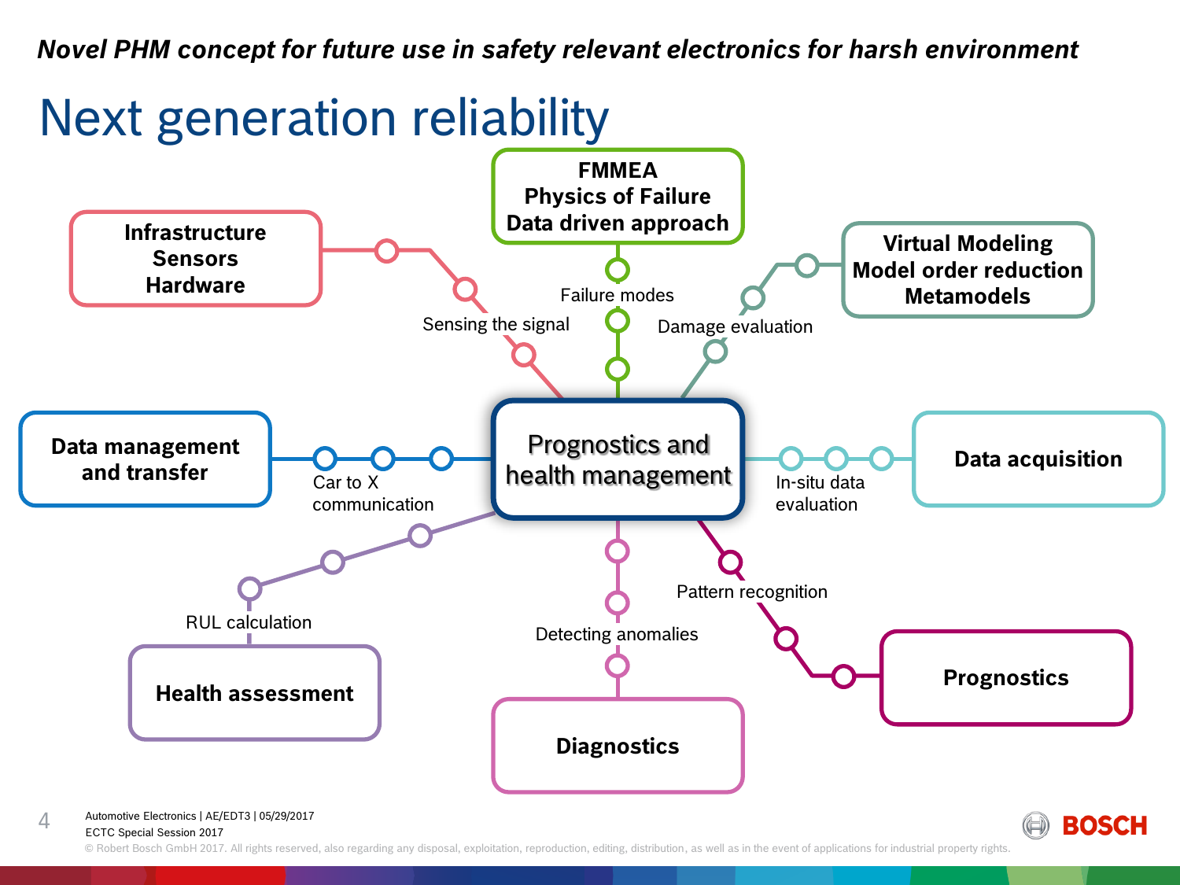*Novel PHM concept for future use in safety relevant electronics for harsh environment*

# Next generation reliability

**Prognostics and health management**

- **Infrastructure Sensors Hardware** — Sensing the signal
- **FMMEA Physics of Failure Data driven approach** — Failure modes
- **Virtual Modeling Model order reduction Metamodels** — Damage evaluation
- **Data acquisition** — In-situ data evaluation
- **Prognostics** — Pattern recognition
- **Diagnostics** — Detecting anomalies
- **Health assessment** — RUL calculation
- **Data management and transfer** — Car to X communication

Automotive Electronics | AE/EDT3 | 05/29/2017
ECTC Special Session 2017
© Robert Bosch GmbH 2017. All rights reserved, also regarding any disposal, exploitation, reproduction, editing, distribution, as well as in the event of applications for industrial property rights.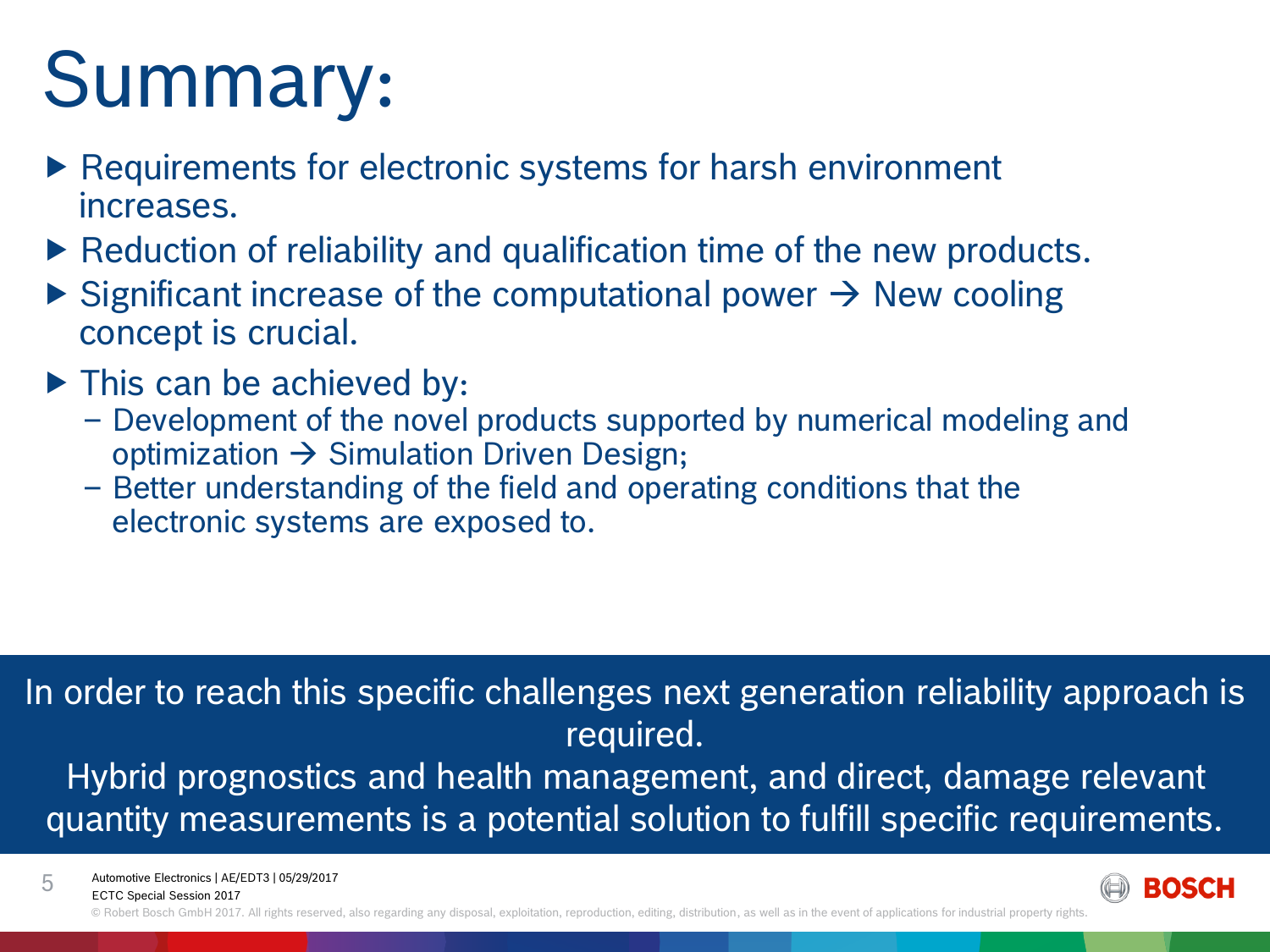# Summary:

- Requirements for electronic systems for harsh environment increases.
- Reduction of reliability and qualification time of the new products.
- Significant increase of the computational power → New cooling concept is crucial.
- This can be achieved by:
  - Development of the novel products supported by numerical modeling and optimization → Simulation Driven Design;
  - Better understanding of the field and operating conditions that the electronic systems are exposed to.

In order to reach this specific challenges next generation reliability approach is required.

Hybrid prognostics and health management, and direct, damage relevant quantity measurements is a potential solution to fulfill specific requirements.